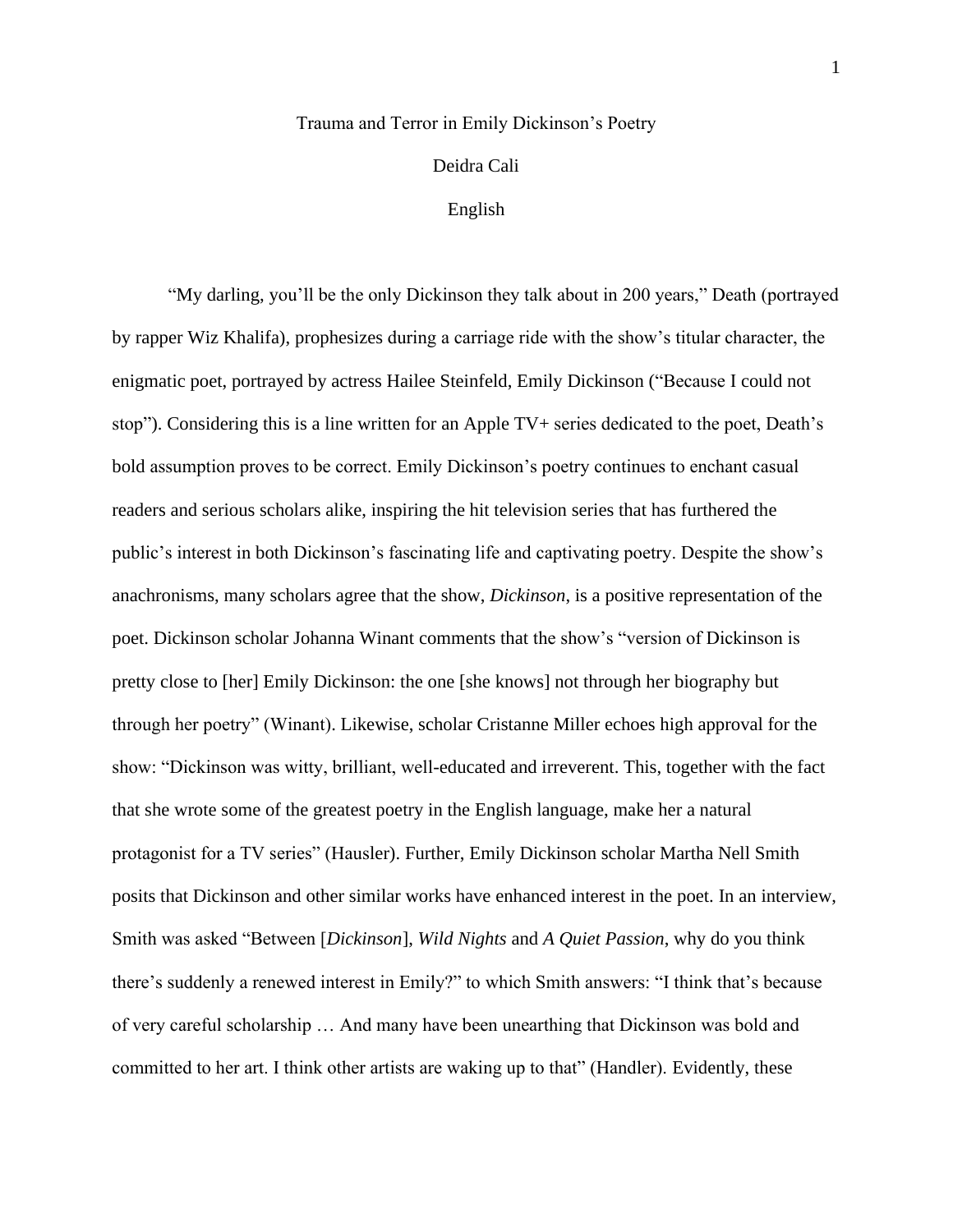# Trauma and Terror in Emily Dickinson's Poetry

Deidra Cali

English

"My darling, you'll be the only Dickinson they talk about in 200 years," Death (portrayed by rapper Wiz Khalifa), prophesizes during a carriage ride with the show's titular character, the enigmatic poet, portrayed by actress Hailee Steinfeld, Emily Dickinson ("Because I could not stop"). Considering this is a line written for an Apple TV+ series dedicated to the poet, Death's bold assumption proves to be correct. Emily Dickinson's poetry continues to enchant casual readers and serious scholars alike, inspiring the hit television series that has furthered the public's interest in both Dickinson's fascinating life and captivating poetry. Despite the show's anachronisms, many scholars agree that the show, *Dickinson*, is a positive representation of the poet. Dickinson scholar Johanna Winant comments that the show's "version of Dickinson is pretty close to [her] Emily Dickinson: the one [she knows] not through her biography but through her poetry" (Winant). Likewise, scholar Cristanne Miller echoes high approval for the show: "Dickinson was witty, brilliant, well-educated and irreverent. This, together with the fact that she wrote some of the greatest poetry in the English language, make her a natural protagonist for a TV series" (Hausler). Further, Emily Dickinson scholar Martha Nell Smith posits that Dickinson and other similar works have enhanced interest in the poet. In an interview, Smith was asked "Between [*Dickinson*], *Wild Nights* and *A Quiet Passion*, why do you think there's suddenly a renewed interest in Emily?" to which Smith answers: "I think that's because of very careful scholarship … And many have been unearthing that Dickinson was bold and committed to her art. I think other artists are waking up to that" (Handler). Evidently, these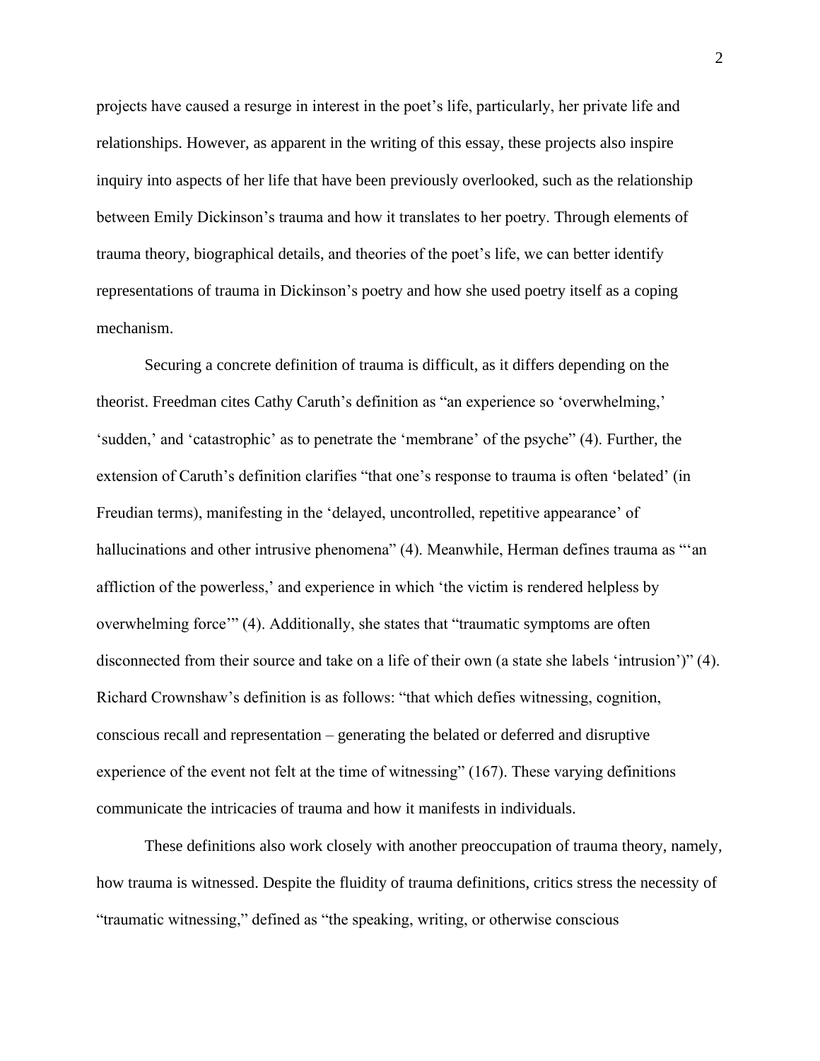projects have caused a resurge in interest in the poet's life, particularly, her private life and relationships. However, as apparent in the writing of this essay, these projects also inspire inquiry into aspects of her life that have been previously overlooked, such as the relationship between Emily Dickinson's trauma and how it translates to her poetry. Through elements of trauma theory, biographical details, and theories of the poet's life, we can better identify representations of trauma in Dickinson's poetry and how she used poetry itself as a coping mechanism.

Securing a concrete definition of trauma is difficult, as it differs depending on the theorist. Freedman cites Cathy Caruth's definition as "an experience so 'overwhelming,' 'sudden,' and 'catastrophic' as to penetrate the 'membrane' of the psyche" (4). Further, the extension of Caruth's definition clarifies "that one's response to trauma is often 'belated' (in Freudian terms), manifesting in the 'delayed, uncontrolled, repetitive appearance' of hallucinations and other intrusive phenomena" (4). Meanwhile, Herman defines trauma as "'an affliction of the powerless,' and experience in which 'the victim is rendered helpless by overwhelming force'" (4). Additionally, she states that "traumatic symptoms are often disconnected from their source and take on a life of their own (a state she labels 'intrusion')" (4). Richard Crownshaw's definition is as follows: "that which defies witnessing, cognition, conscious recall and representation – generating the belated or deferred and disruptive experience of the event not felt at the time of witnessing" (167). These varying definitions communicate the intricacies of trauma and how it manifests in individuals.

These definitions also work closely with another preoccupation of trauma theory, namely, how trauma is witnessed. Despite the fluidity of trauma definitions, critics stress the necessity of "traumatic witnessing," defined as "the speaking, writing, or otherwise conscious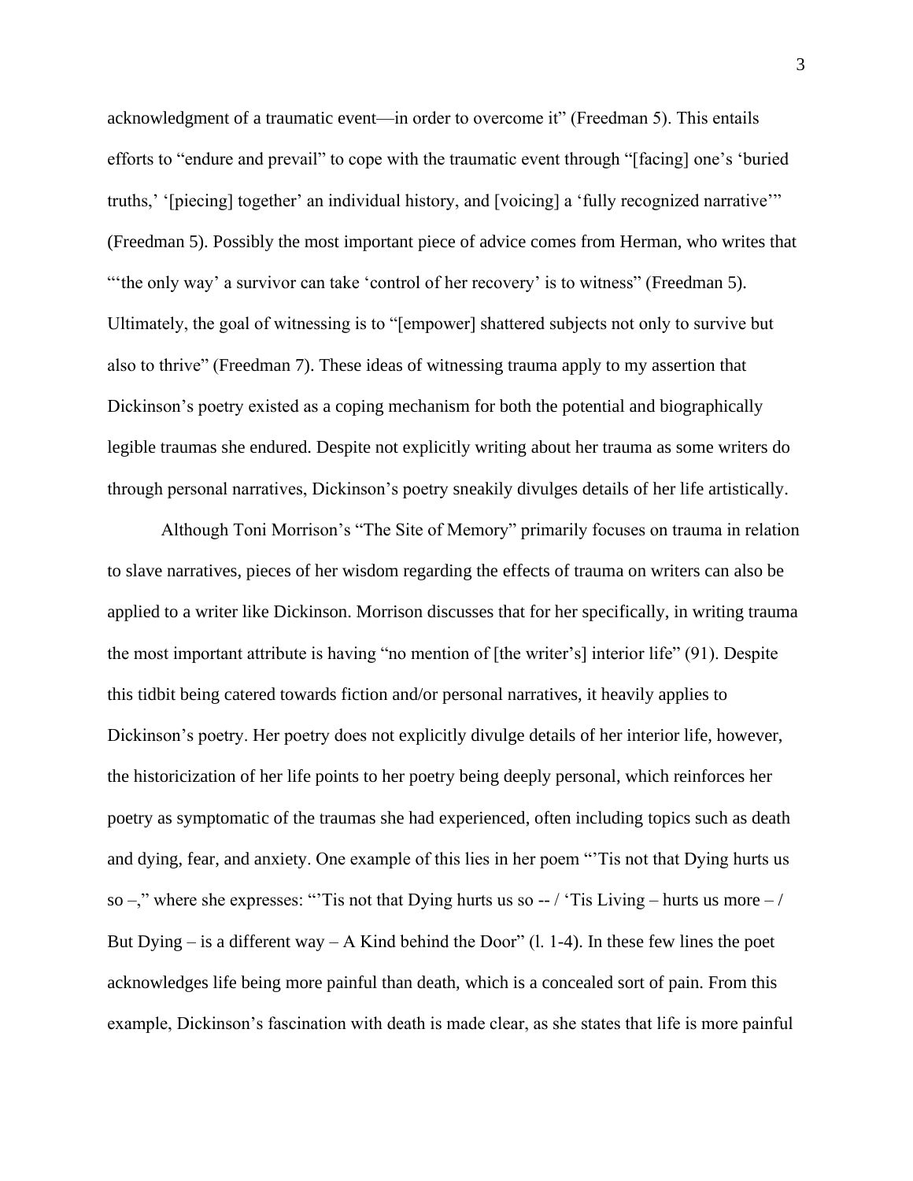acknowledgment of a traumatic event—in order to overcome it" (Freedman 5). This entails efforts to "endure and prevail" to cope with the traumatic event through "[facing] one's 'buried truths,' '[piecing] together' an individual history, and [voicing] a 'fully recognized narrative'" (Freedman 5). Possibly the most important piece of advice comes from Herman, who writes that "'the only way' a survivor can take 'control of her recovery' is to witness" (Freedman 5). Ultimately, the goal of witnessing is to "[empower] shattered subjects not only to survive but also to thrive" (Freedman 7). These ideas of witnessing trauma apply to my assertion that Dickinson's poetry existed as a coping mechanism for both the potential and biographically legible traumas she endured. Despite not explicitly writing about her trauma as some writers do through personal narratives, Dickinson's poetry sneakily divulges details of her life artistically.

Although Toni Morrison's "The Site of Memory" primarily focuses on trauma in relation to slave narratives, pieces of her wisdom regarding the effects of trauma on writers can also be applied to a writer like Dickinson. Morrison discusses that for her specifically, in writing trauma the most important attribute is having "no mention of [the writer's] interior life" (91). Despite this tidbit being catered towards fiction and/or personal narratives, it heavily applies to Dickinson's poetry. Her poetry does not explicitly divulge details of her interior life, however, the historicization of her life points to her poetry being deeply personal, which reinforces her poetry as symptomatic of the traumas she had experienced, often including topics such as death and dying, fear, and anxiety. One example of this lies in her poem "'Tis not that Dying hurts us so –," where she expresses: "'Tis not that Dying hurts us so -- / 'Tis Living – hurts us more – / But Dying – is a different way – A Kind behind the Door" (l. 1-4). In these few lines the poet acknowledges life being more painful than death, which is a concealed sort of pain. From this example, Dickinson's fascination with death is made clear, as she states that life is more painful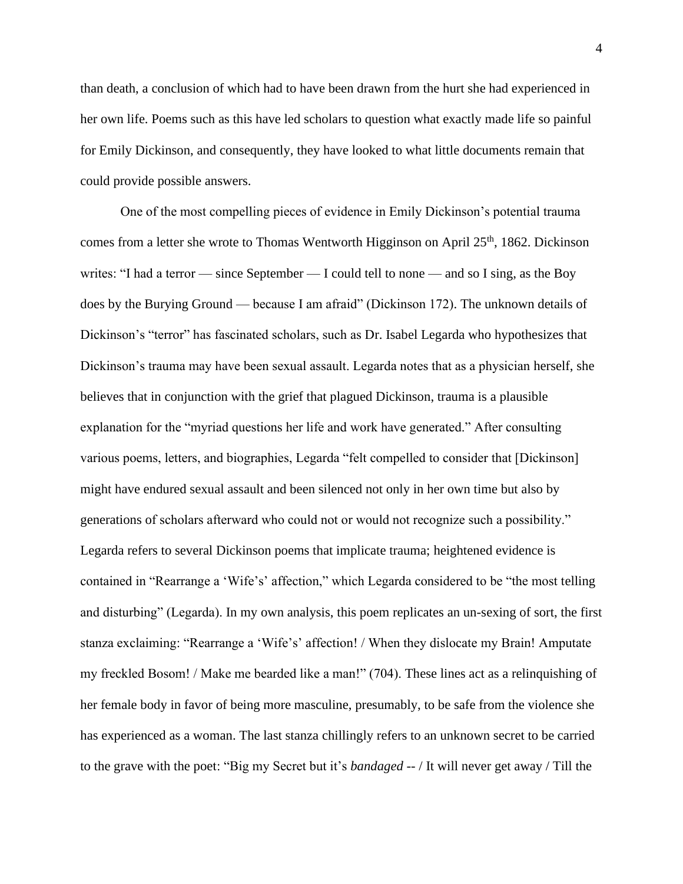than death, a conclusion of which had to have been drawn from the hurt she had experienced in her own life. Poems such as this have led scholars to question what exactly made life so painful for Emily Dickinson, and consequently, they have looked to what little documents remain that could provide possible answers.

One of the most compelling pieces of evidence in Emily Dickinson's potential trauma comes from a letter she wrote to Thomas Wentworth Higginson on April 25th, 1862. Dickinson writes: "I had a terror — since September — I could tell to none — and so I sing, as the Boy does by the Burying Ground — because I am afraid" (Dickinson 172). The unknown details of Dickinson's "terror" has fascinated scholars, such as Dr. Isabel Legarda who hypothesizes that Dickinson's trauma may have been sexual assault. Legarda notes that as a physician herself, she believes that in conjunction with the grief that plagued Dickinson, trauma is a plausible explanation for the "myriad questions her life and work have generated." After consulting various poems, letters, and biographies, Legarda "felt compelled to consider that [Dickinson] might have endured sexual assault and been silenced not only in her own time but also by generations of scholars afterward who could not or would not recognize such a possibility." Legarda refers to several Dickinson poems that implicate trauma; heightened evidence is contained in "Rearrange a 'Wife's' affection," which Legarda considered to be "the most telling and disturbing" (Legarda). In my own analysis, this poem replicates an un-sexing of sort, the first stanza exclaiming: "Rearrange a 'Wife's' affection! / When they dislocate my Brain! Amputate my freckled Bosom! / Make me bearded like a man!" (704). These lines act as a relinquishing of her female body in favor of being more masculine, presumably, to be safe from the violence she has experienced as a woman. The last stanza chillingly refers to an unknown secret to be carried to the grave with the poet: "Big my Secret but it's *bandaged* -- / It will never get away / Till the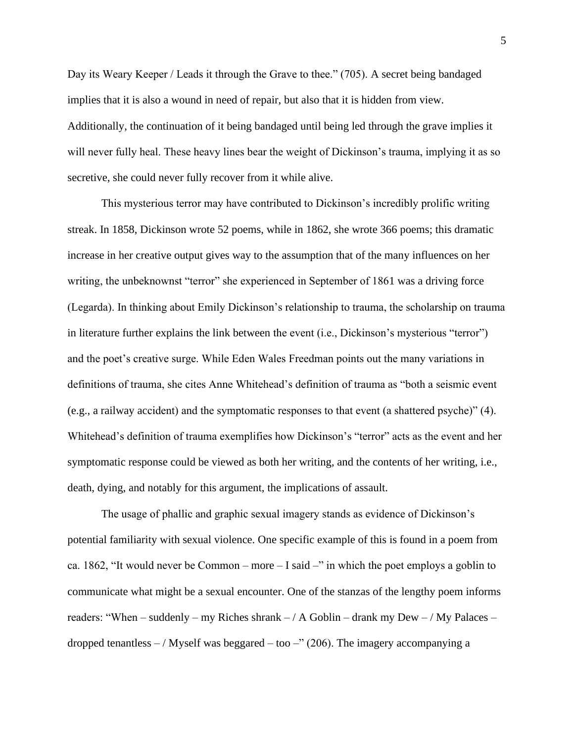Day its Weary Keeper / Leads it through the Grave to thee." (705). A secret being bandaged implies that it is also a wound in need of repair, but also that it is hidden from view. Additionally, the continuation of it being bandaged until being led through the grave implies it will never fully heal. These heavy lines bear the weight of Dickinson's trauma, implying it as so secretive, she could never fully recover from it while alive.

This mysterious terror may have contributed to Dickinson's incredibly prolific writing streak. In 1858, Dickinson wrote 52 poems, while in 1862, she wrote 366 poems; this dramatic increase in her creative output gives way to the assumption that of the many influences on her writing, the unbeknownst "terror" she experienced in September of 1861 was a driving force (Legarda). In thinking about Emily Dickinson's relationship to trauma, the scholarship on trauma in literature further explains the link between the event (i.e., Dickinson's mysterious "terror") and the poet's creative surge. While Eden Wales Freedman points out the many variations in definitions of trauma, she cites Anne Whitehead's definition of trauma as "both a seismic event (e.g., a railway accident) and the symptomatic responses to that event (a shattered psyche)" (4). Whitehead's definition of trauma exemplifies how Dickinson's "terror" acts as the event and her symptomatic response could be viewed as both her writing, and the contents of her writing, i.e., death, dying, and notably for this argument, the implications of assault.

The usage of phallic and graphic sexual imagery stands as evidence of Dickinson's potential familiarity with sexual violence. One specific example of this is found in a poem from ca. 1862, "It would never be Common – more – I said –" in which the poet employs a goblin to communicate what might be a sexual encounter. One of the stanzas of the lengthy poem informs readers: "When – suddenly – my Riches shrank – / A Goblin – drank my Dew – / My Palaces – dropped tenantless – / Myself was beggared – too –" (206). The imagery accompanying a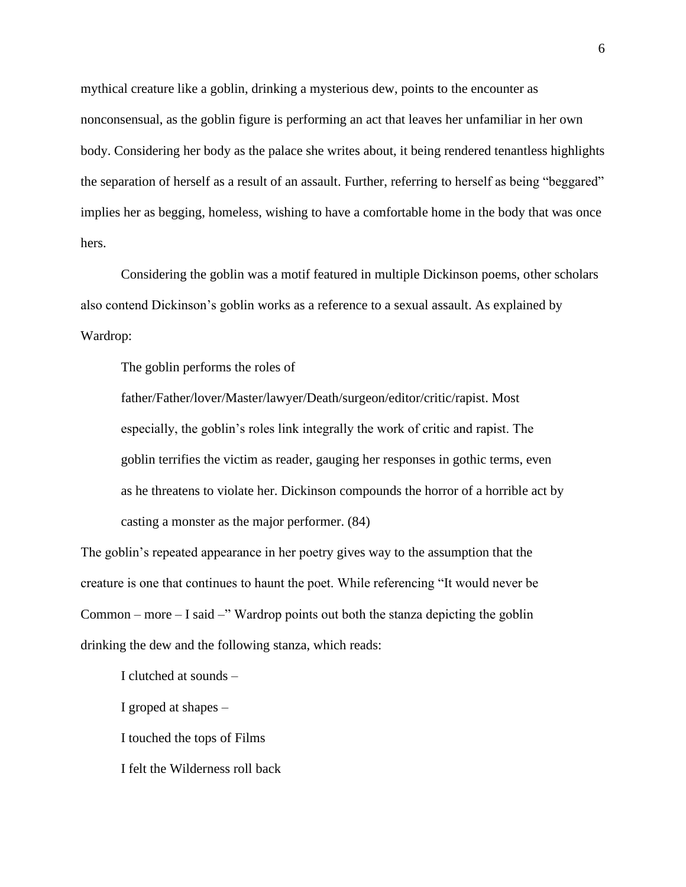mythical creature like a goblin, drinking a mysterious dew, points to the encounter as nonconsensual, as the goblin figure is performing an act that leaves her unfamiliar in her own body. Considering her body as the palace she writes about, it being rendered tenantless highlights the separation of herself as a result of an assault. Further, referring to herself as being "beggared" implies her as begging, homeless, wishing to have a comfortable home in the body that was once hers.

Considering the goblin was a motif featured in multiple Dickinson poems, other scholars also contend Dickinson's goblin works as a reference to a sexual assault. As explained by Wardrop:

> The goblin performs the roles of father/Father/lover/Master/lawyer/Death/surgeon/editor/critic/rapist. Most especially, the goblin's roles link integrally the work of critic and rapist. The goblin terrifies the victim as reader, gauging her responses in gothic terms, even as he threatens to violate her. Dickinson compounds the horror of a horrible act by casting a monster as the major performer. (84)

The goblin's repeated appearance in her poetry gives way to the assumption that the creature is one that continues to haunt the poet. While referencing "It would never be Common – more – I said –" Wardrop points out both the stanza depicting the goblin drinking the dew and the following stanza, which reads:

> I clutched at sounds –
>
> I groped at shapes –
>
> I touched the tops of Films
>
> I felt the Wilderness roll back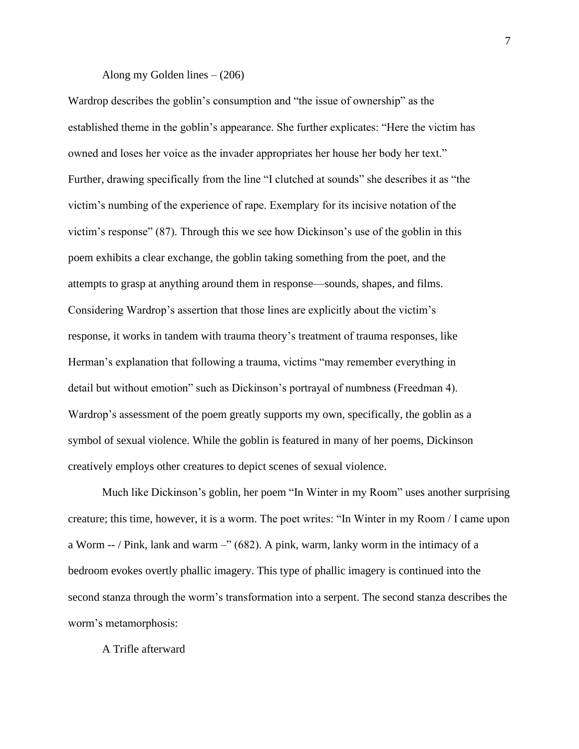Along my Golden lines – (206)

Wardrop describes the goblin's consumption and "the issue of ownership" as the established theme in the goblin's appearance. She further explicates: "Here the victim has owned and loses her voice as the invader appropriates her house her body her text." Further, drawing specifically from the line "I clutched at sounds" she describes it as "the victim's numbing of the experience of rape. Exemplary for its incisive notation of the victim's response" (87). Through this we see how Dickinson's use of the goblin in this poem exhibits a clear exchange, the goblin taking something from the poet, and the attempts to grasp at anything around them in response—sounds, shapes, and films. Considering Wardrop's assertion that those lines are explicitly about the victim's response, it works in tandem with trauma theory's treatment of trauma responses, like Herman's explanation that following a trauma, victims "may remember everything in detail but without emotion" such as Dickinson's portrayal of numbness (Freedman 4). Wardrop's assessment of the poem greatly supports my own, specifically, the goblin as a symbol of sexual violence. While the goblin is featured in many of her poems, Dickinson creatively employs other creatures to depict scenes of sexual violence.

Much like Dickinson's goblin, her poem "In Winter in my Room" uses another surprising creature; this time, however, it is a worm. The poet writes: "In Winter in my Room / I came upon a Worm -- / Pink, lank and warm –" (682). A pink, warm, lanky worm in the intimacy of a bedroom evokes overtly phallic imagery. This type of phallic imagery is continued into the second stanza through the worm's transformation into a serpent. The second stanza describes the worm's metamorphosis:

A Trifle afterward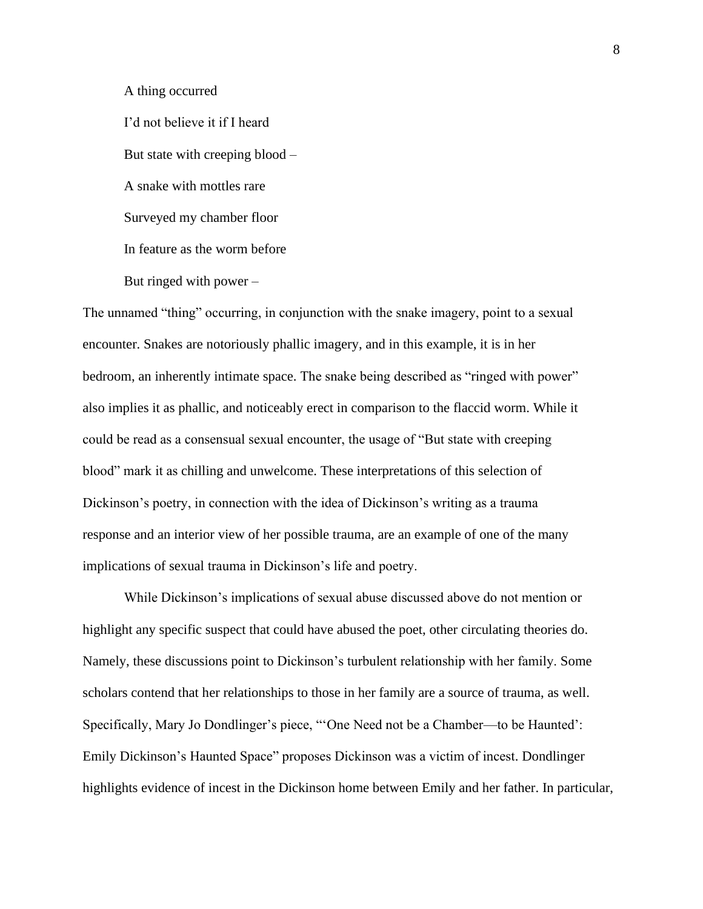A thing occurred  
I'd not believe it if I heard  
But state with creeping blood –  
A snake with mottles rare  
Surveyed my chamber floor  
In feature as the worm before  
But ringed with power –

The unnamed "thing" occurring, in conjunction with the snake imagery, point to a sexual encounter. Snakes are notoriously phallic imagery, and in this example, it is in her bedroom, an inherently intimate space. The snake being described as "ringed with power" also implies it as phallic, and noticeably erect in comparison to the flaccid worm. While it could be read as a consensual sexual encounter, the usage of "But state with creeping blood" mark it as chilling and unwelcome. These interpretations of this selection of Dickinson's poetry, in connection with the idea of Dickinson's writing as a trauma response and an interior view of her possible trauma, are an example of one of the many implications of sexual trauma in Dickinson's life and poetry.

While Dickinson's implications of sexual abuse discussed above do not mention or highlight any specific suspect that could have abused the poet, other circulating theories do. Namely, these discussions point to Dickinson's turbulent relationship with her family. Some scholars contend that her relationships to those in her family are a source of trauma, as well. Specifically, Mary Jo Dondlinger's piece, "'One Need not be a Chamber—to be Haunted': Emily Dickinson's Haunted Space" proposes Dickinson was a victim of incest. Dondlinger highlights evidence of incest in the Dickinson home between Emily and her father. In particular,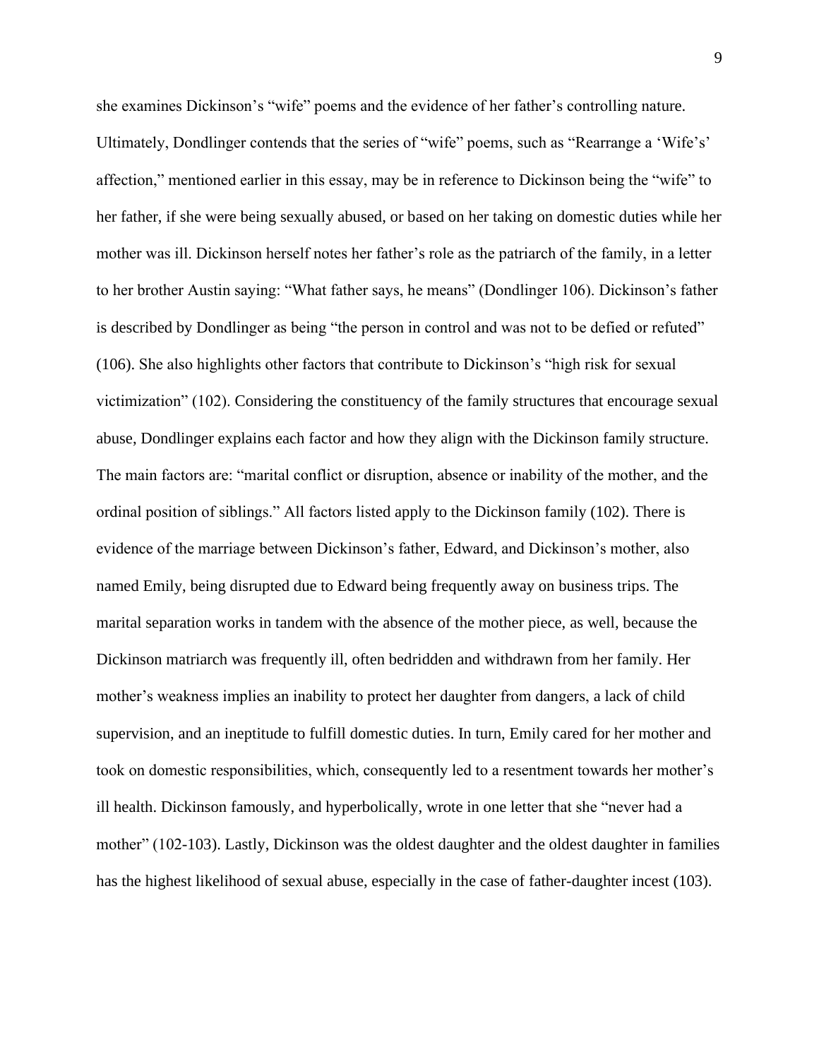she examines Dickinson's "wife" poems and the evidence of her father's controlling nature. Ultimately, Dondlinger contends that the series of "wife" poems, such as "Rearrange a 'Wife's' affection," mentioned earlier in this essay, may be in reference to Dickinson being the "wife" to her father, if she were being sexually abused, or based on her taking on domestic duties while her mother was ill. Dickinson herself notes her father's role as the patriarch of the family, in a letter to her brother Austin saying: "What father says, he means" (Dondlinger 106). Dickinson's father is described by Dondlinger as being "the person in control and was not to be defied or refuted" (106). She also highlights other factors that contribute to Dickinson's "high risk for sexual victimization" (102). Considering the constituency of the family structures that encourage sexual abuse, Dondlinger explains each factor and how they align with the Dickinson family structure. The main factors are: "marital conflict or disruption, absence or inability of the mother, and the ordinal position of siblings." All factors listed apply to the Dickinson family (102). There is evidence of the marriage between Dickinson's father, Edward, and Dickinson's mother, also named Emily, being disrupted due to Edward being frequently away on business trips. The marital separation works in tandem with the absence of the mother piece, as well, because the Dickinson matriarch was frequently ill, often bedridden and withdrawn from her family. Her mother's weakness implies an inability to protect her daughter from dangers, a lack of child supervision, and an ineptitude to fulfill domestic duties. In turn, Emily cared for her mother and took on domestic responsibilities, which, consequently led to a resentment towards her mother's ill health. Dickinson famously, and hyperbolically, wrote in one letter that she "never had a mother" (102-103). Lastly, Dickinson was the oldest daughter and the oldest daughter in families has the highest likelihood of sexual abuse, especially in the case of father-daughter incest (103).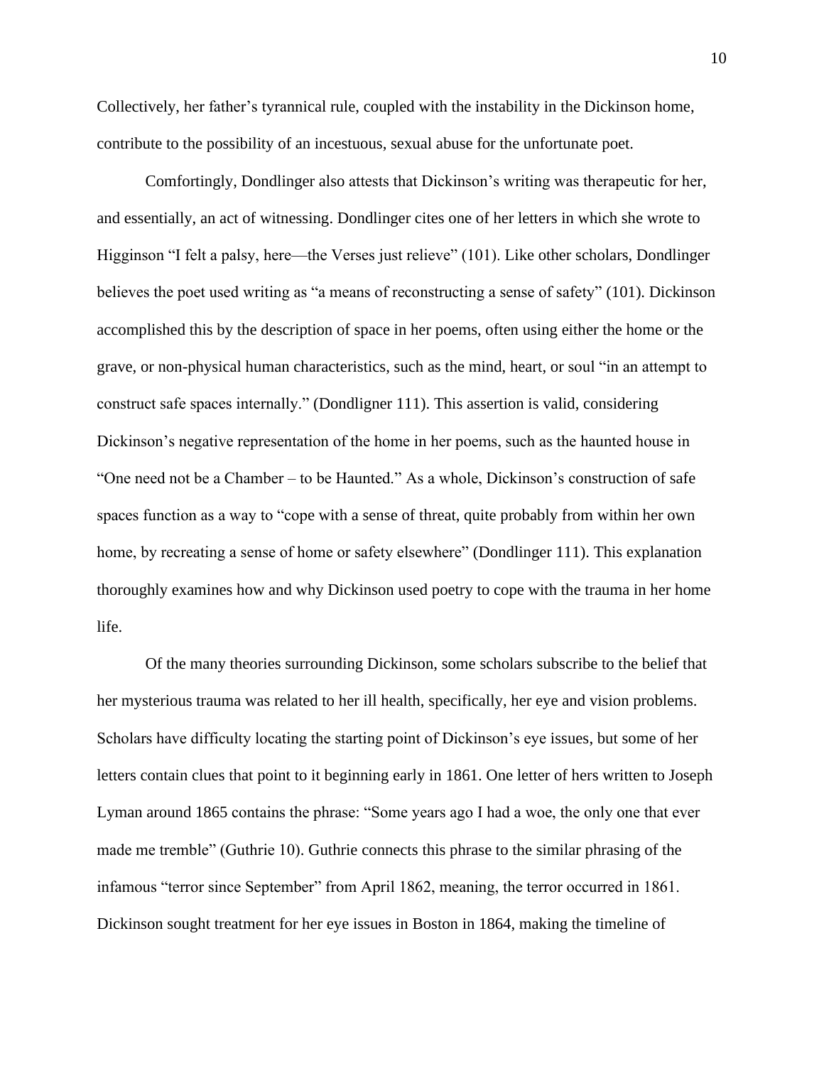Collectively, her father's tyrannical rule, coupled with the instability in the Dickinson home, contribute to the possibility of an incestuous, sexual abuse for the unfortunate poet.

Comfortingly, Dondlinger also attests that Dickinson's writing was therapeutic for her, and essentially, an act of witnessing. Dondlinger cites one of her letters in which she wrote to Higginson "I felt a palsy, here—the Verses just relieve" (101). Like other scholars, Dondlinger believes the poet used writing as "a means of reconstructing a sense of safety" (101). Dickinson accomplished this by the description of space in her poems, often using either the home or the grave, or non-physical human characteristics, such as the mind, heart, or soul "in an attempt to construct safe spaces internally." (Dondligner 111). This assertion is valid, considering Dickinson's negative representation of the home in her poems, such as the haunted house in "One need not be a Chamber – to be Haunted." As a whole, Dickinson's construction of safe spaces function as a way to "cope with a sense of threat, quite probably from within her own home, by recreating a sense of home or safety elsewhere" (Dondlinger 111). This explanation thoroughly examines how and why Dickinson used poetry to cope with the trauma in her home life.

Of the many theories surrounding Dickinson, some scholars subscribe to the belief that her mysterious trauma was related to her ill health, specifically, her eye and vision problems. Scholars have difficulty locating the starting point of Dickinson's eye issues, but some of her letters contain clues that point to it beginning early in 1861. One letter of hers written to Joseph Lyman around 1865 contains the phrase: "Some years ago I had a woe, the only one that ever made me tremble" (Guthrie 10). Guthrie connects this phrase to the similar phrasing of the infamous "terror since September" from April 1862, meaning, the terror occurred in 1861. Dickinson sought treatment for her eye issues in Boston in 1864, making the timeline of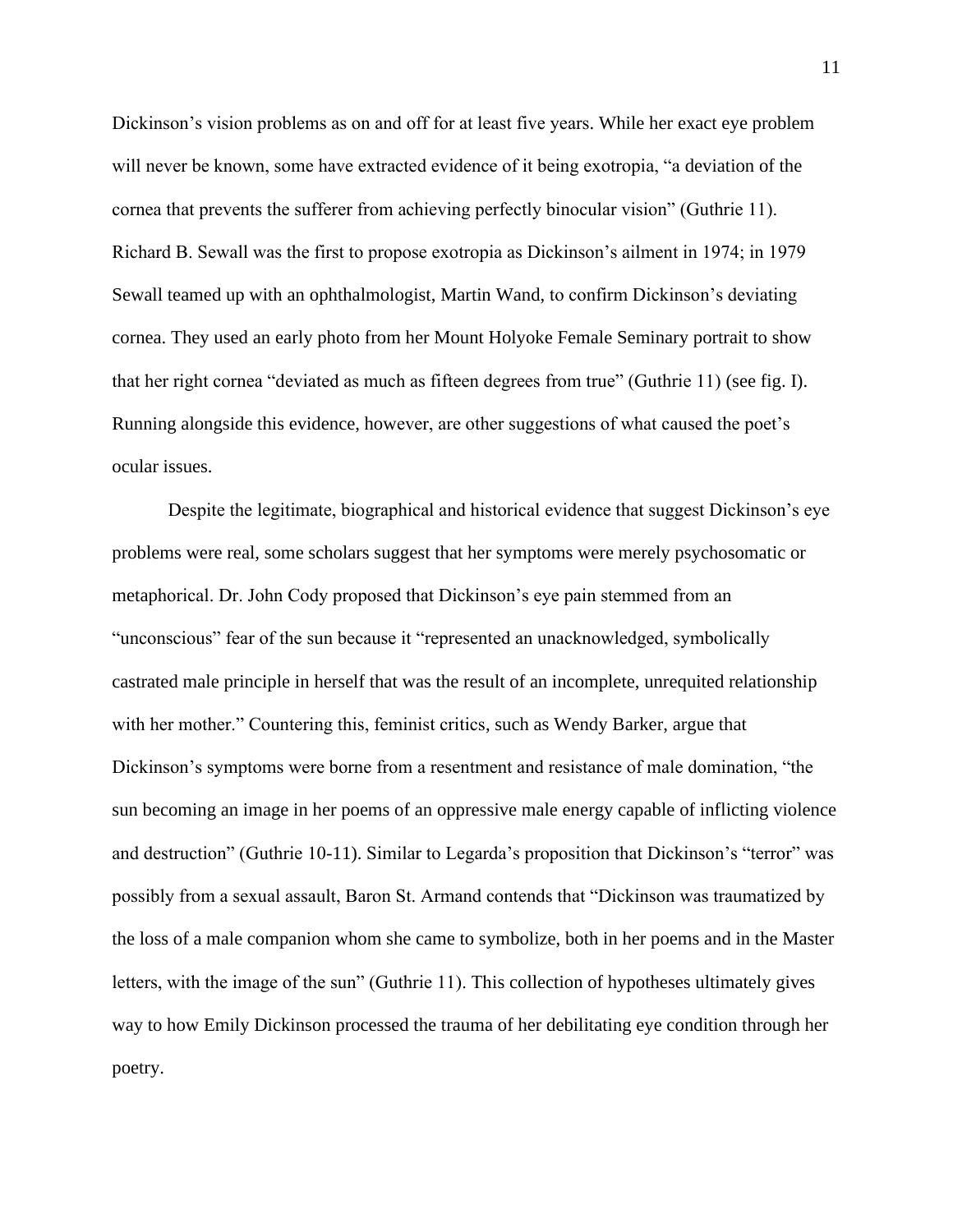Dickinson's vision problems as on and off for at least five years. While her exact eye problem will never be known, some have extracted evidence of it being exotropia, "a deviation of the cornea that prevents the sufferer from achieving perfectly binocular vision" (Guthrie 11). Richard B. Sewall was the first to propose exotropia as Dickinson's ailment in 1974; in 1979 Sewall teamed up with an ophthalmologist, Martin Wand, to confirm Dickinson's deviating cornea. They used an early photo from her Mount Holyoke Female Seminary portrait to show that her right cornea "deviated as much as fifteen degrees from true" (Guthrie 11) (see fig. I). Running alongside this evidence, however, are other suggestions of what caused the poet's ocular issues.

Despite the legitimate, biographical and historical evidence that suggest Dickinson's eye problems were real, some scholars suggest that her symptoms were merely psychosomatic or metaphorical. Dr. John Cody proposed that Dickinson's eye pain stemmed from an "unconscious" fear of the sun because it "represented an unacknowledged, symbolically castrated male principle in herself that was the result of an incomplete, unrequited relationship with her mother." Countering this, feminist critics, such as Wendy Barker, argue that Dickinson's symptoms were borne from a resentment and resistance of male domination, "the sun becoming an image in her poems of an oppressive male energy capable of inflicting violence and destruction" (Guthrie 10-11). Similar to Legarda's proposition that Dickinson's "terror" was possibly from a sexual assault, Baron St. Armand contends that "Dickinson was traumatized by the loss of a male companion whom she came to symbolize, both in her poems and in the Master letters, with the image of the sun" (Guthrie 11). This collection of hypotheses ultimately gives way to how Emily Dickinson processed the trauma of her debilitating eye condition through her poetry.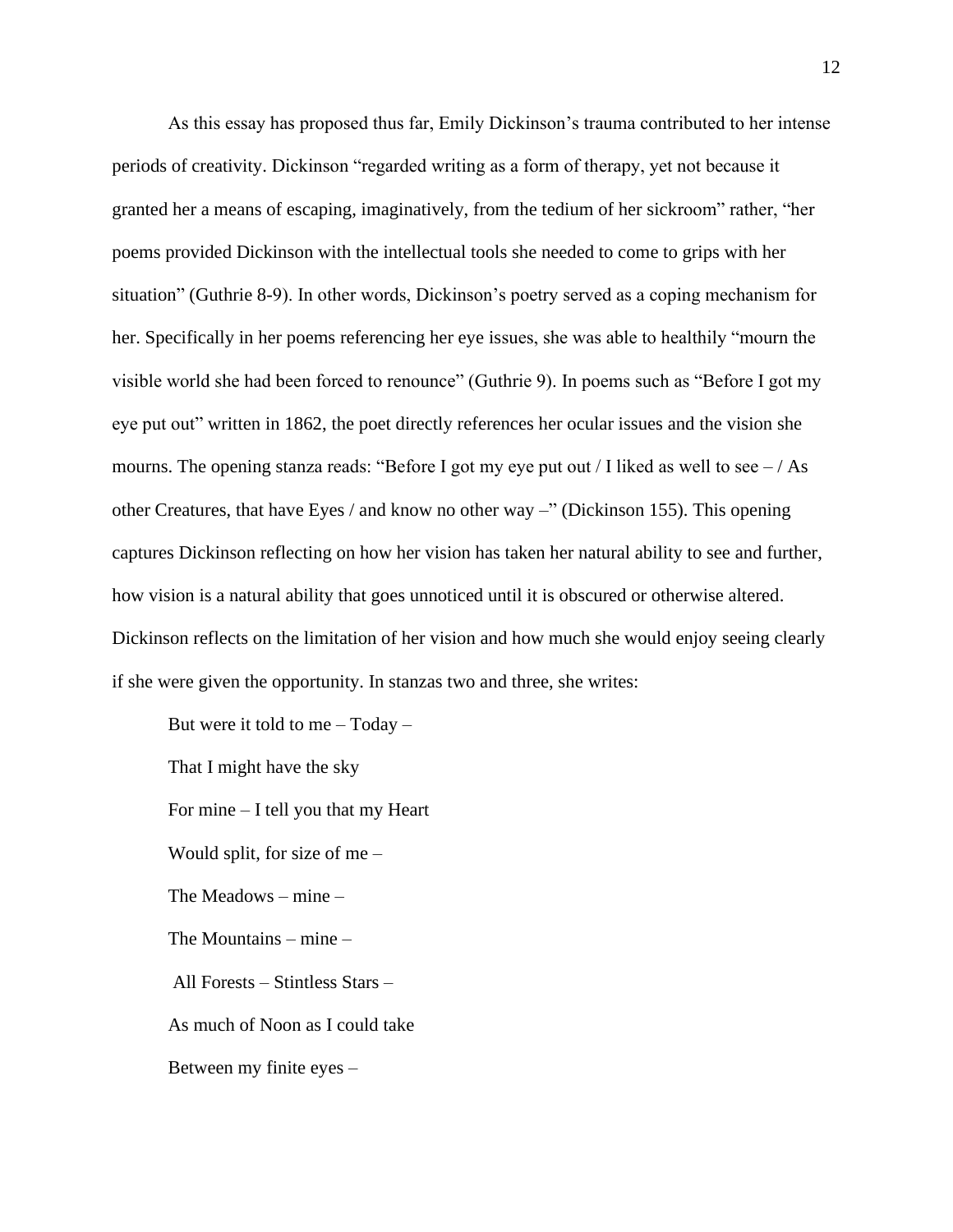As this essay has proposed thus far, Emily Dickinson's trauma contributed to her intense periods of creativity. Dickinson "regarded writing as a form of therapy, yet not because it granted her a means of escaping, imaginatively, from the tedium of her sickroom" rather, "her poems provided Dickinson with the intellectual tools she needed to come to grips with her situation" (Guthrie 8-9). In other words, Dickinson's poetry served as a coping mechanism for her. Specifically in her poems referencing her eye issues, she was able to healthily "mourn the visible world she had been forced to renounce" (Guthrie 9). In poems such as "Before I got my eye put out" written in 1862, the poet directly references her ocular issues and the vision she mourns. The opening stanza reads: "Before I got my eye put out / I liked as well to see – / As other Creatures, that have Eyes / and know no other way –" (Dickinson 155). This opening captures Dickinson reflecting on how her vision has taken her natural ability to see and further, how vision is a natural ability that goes unnoticed until it is obscured or otherwise altered. Dickinson reflects on the limitation of her vision and how much she would enjoy seeing clearly if she were given the opportunity. In stanzas two and three, she writes:

> But were it told to me – Today –
>
> That I might have the sky
>
> For mine – I tell you that my Heart
>
> Would split, for size of me –
>
> The Meadows – mine –
>
> The Mountains – mine –
>
> All Forests – Stintless Stars –
>
> As much of Noon as I could take
>
> Between my finite eyes –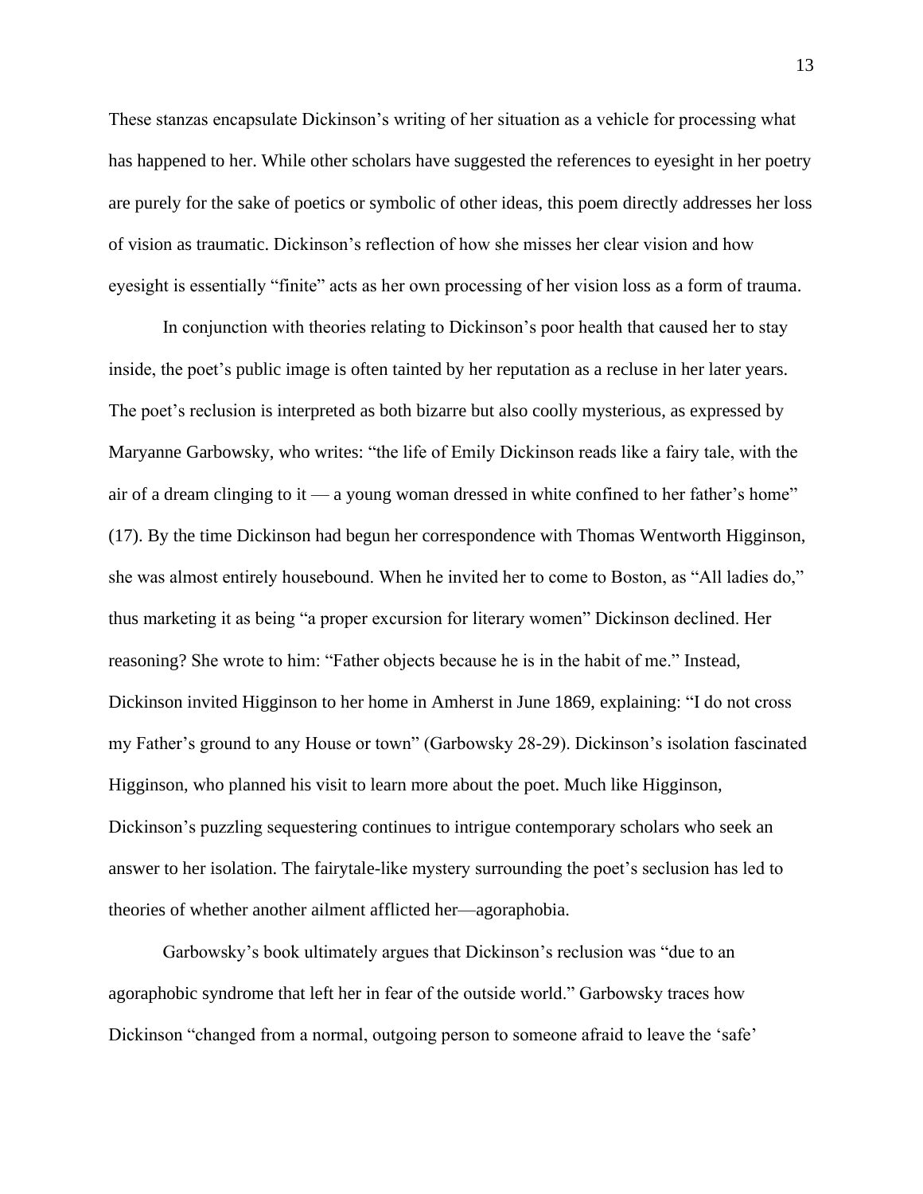These stanzas encapsulate Dickinson's writing of her situation as a vehicle for processing what has happened to her. While other scholars have suggested the references to eyesight in her poetry are purely for the sake of poetics or symbolic of other ideas, this poem directly addresses her loss of vision as traumatic. Dickinson's reflection of how she misses her clear vision and how eyesight is essentially "finite" acts as her own processing of her vision loss as a form of trauma.

In conjunction with theories relating to Dickinson's poor health that caused her to stay inside, the poet's public image is often tainted by her reputation as a recluse in her later years. The poet's reclusion is interpreted as both bizarre but also coolly mysterious, as expressed by Maryanne Garbowsky, who writes: "the life of Emily Dickinson reads like a fairy tale, with the air of a dream clinging to it — a young woman dressed in white confined to her father's home" (17). By the time Dickinson had begun her correspondence with Thomas Wentworth Higginson, she was almost entirely housebound. When he invited her to come to Boston, as "All ladies do," thus marketing it as being "a proper excursion for literary women" Dickinson declined. Her reasoning? She wrote to him: "Father objects because he is in the habit of me." Instead, Dickinson invited Higginson to her home in Amherst in June 1869, explaining: "I do not cross my Father's ground to any House or town" (Garbowsky 28-29). Dickinson's isolation fascinated Higginson, who planned his visit to learn more about the poet. Much like Higginson, Dickinson's puzzling sequestering continues to intrigue contemporary scholars who seek an answer to her isolation. The fairytale-like mystery surrounding the poet's seclusion has led to theories of whether another ailment afflicted her—agoraphobia.

Garbowsky's book ultimately argues that Dickinson's reclusion was "due to an agoraphobic syndrome that left her in fear of the outside world." Garbowsky traces how Dickinson "changed from a normal, outgoing person to someone afraid to leave the 'safe'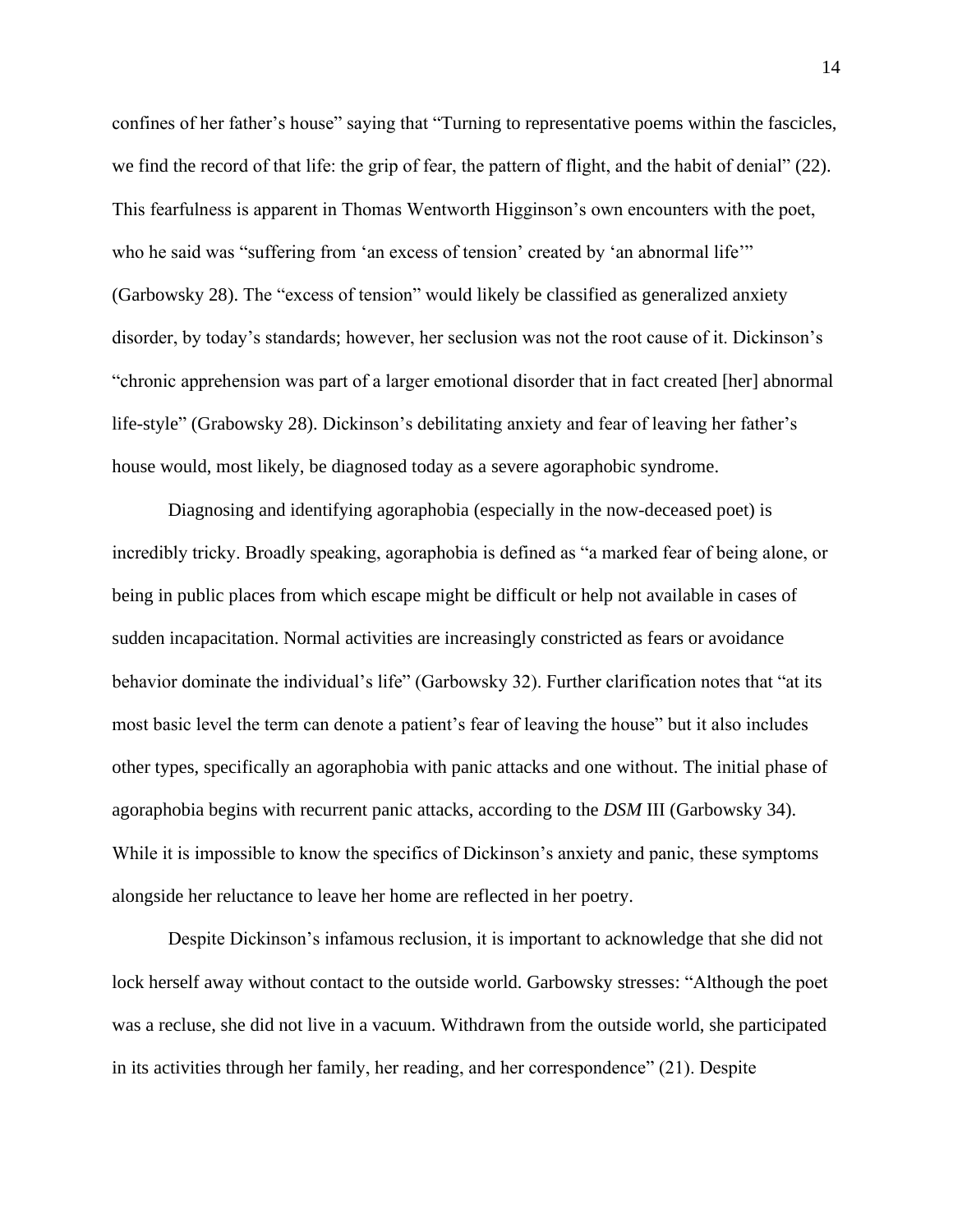confines of her father's house" saying that "Turning to representative poems within the fascicles, we find the record of that life: the grip of fear, the pattern of flight, and the habit of denial" (22). This fearfulness is apparent in Thomas Wentworth Higginson's own encounters with the poet, who he said was "suffering from 'an excess of tension' created by 'an abnormal life'" (Garbowsky 28). The "excess of tension" would likely be classified as generalized anxiety disorder, by today's standards; however, her seclusion was not the root cause of it. Dickinson's "chronic apprehension was part of a larger emotional disorder that in fact created [her] abnormal life-style" (Grabowsky 28). Dickinson's debilitating anxiety and fear of leaving her father's house would, most likely, be diagnosed today as a severe agoraphobic syndrome.

Diagnosing and identifying agoraphobia (especially in the now-deceased poet) is incredibly tricky. Broadly speaking, agoraphobia is defined as "a marked fear of being alone, or being in public places from which escape might be difficult or help not available in cases of sudden incapacitation. Normal activities are increasingly constricted as fears or avoidance behavior dominate the individual's life" (Garbowsky 32). Further clarification notes that "at its most basic level the term can denote a patient's fear of leaving the house" but it also includes other types, specifically an agoraphobia with panic attacks and one without. The initial phase of agoraphobia begins with recurrent panic attacks, according to the *DSM* III (Garbowsky 34). While it is impossible to know the specifics of Dickinson's anxiety and panic, these symptoms alongside her reluctance to leave her home are reflected in her poetry.

Despite Dickinson's infamous reclusion, it is important to acknowledge that she did not lock herself away without contact to the outside world. Garbowsky stresses: "Although the poet was a recluse, she did not live in a vacuum. Withdrawn from the outside world, she participated in its activities through her family, her reading, and her correspondence" (21). Despite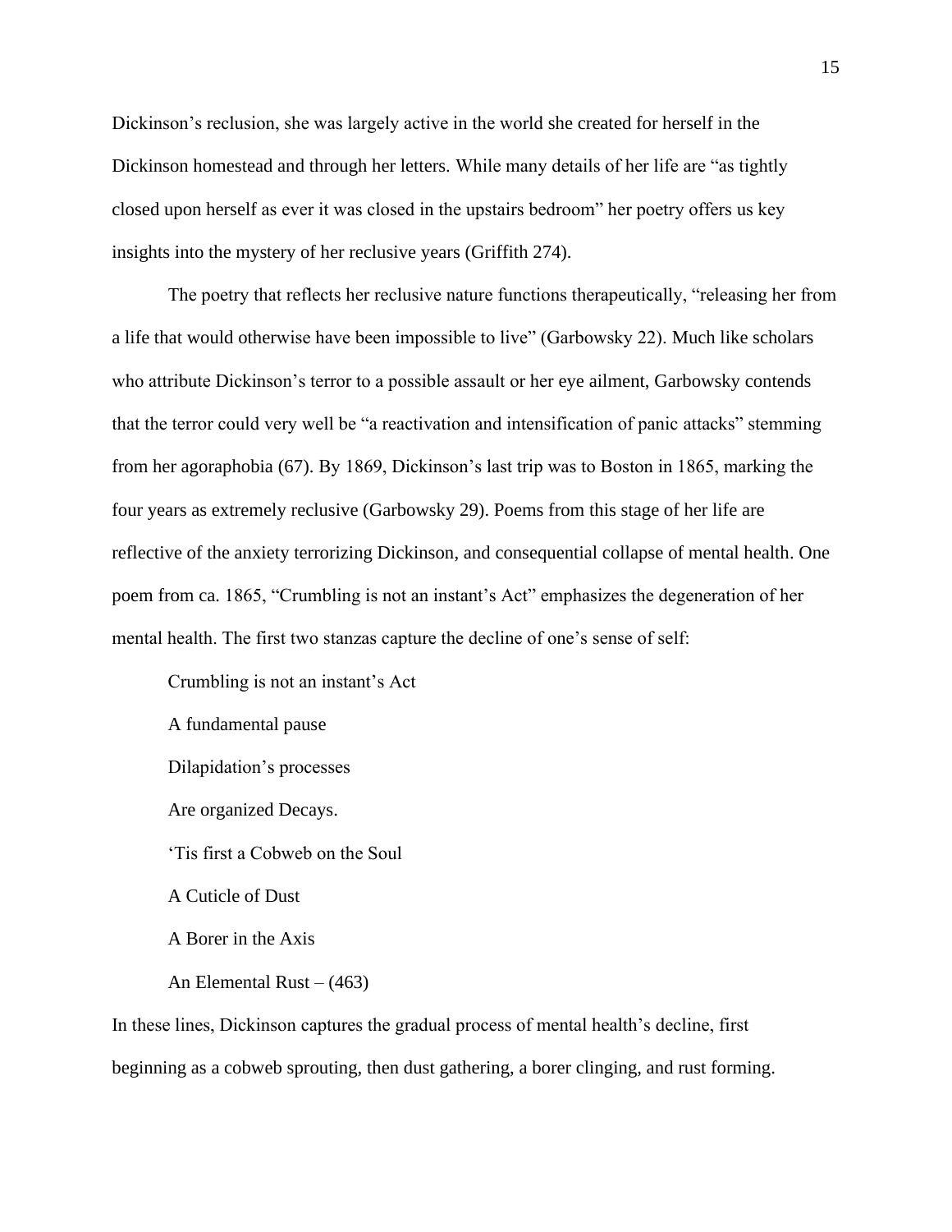Dickinson's reclusion, she was largely active in the world she created for herself in the Dickinson homestead and through her letters. While many details of her life are "as tightly closed upon herself as ever it was closed in the upstairs bedroom" her poetry offers us key insights into the mystery of her reclusive years (Griffith 274).

The poetry that reflects her reclusive nature functions therapeutically, "releasing her from a life that would otherwise have been impossible to live" (Garbowsky 22). Much like scholars who attribute Dickinson's terror to a possible assault or her eye ailment, Garbowsky contends that the terror could very well be "a reactivation and intensification of panic attacks" stemming from her agoraphobia (67). By 1869, Dickinson's last trip was to Boston in 1865, marking the four years as extremely reclusive (Garbowsky 29). Poems from this stage of her life are reflective of the anxiety terrorizing Dickinson, and consequential collapse of mental health. One poem from ca. 1865, "Crumbling is not an instant's Act" emphasizes the degeneration of her mental health. The first two stanzas capture the decline of one's sense of self:

> Crumbling is not an instant's Act
>
> A fundamental pause
>
> Dilapidation's processes
>
> Are organized Decays.
>
> 'Tis first a Cobweb on the Soul
>
> A Cuticle of Dust
>
> A Borer in the Axis
>
> An Elemental Rust – (463)

In these lines, Dickinson captures the gradual process of mental health's decline, first beginning as a cobweb sprouting, then dust gathering, a borer clinging, and rust forming.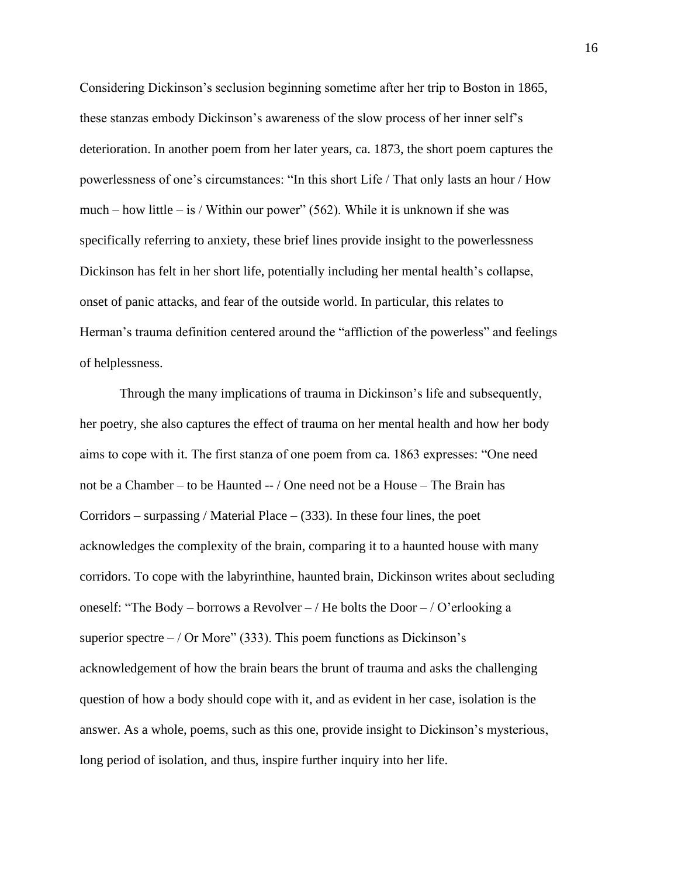Considering Dickinson's seclusion beginning sometime after her trip to Boston in 1865, these stanzas embody Dickinson's awareness of the slow process of her inner self's deterioration. In another poem from her later years, ca. 1873, the short poem captures the powerlessness of one's circumstances: "In this short Life / That only lasts an hour / How much – how little – is / Within our power" (562). While it is unknown if she was specifically referring to anxiety, these brief lines provide insight to the powerlessness Dickinson has felt in her short life, potentially including her mental health's collapse, onset of panic attacks, and fear of the outside world. In particular, this relates to Herman's trauma definition centered around the "affliction of the powerless" and feelings of helplessness.

Through the many implications of trauma in Dickinson's life and subsequently, her poetry, she also captures the effect of trauma on her mental health and how her body aims to cope with it. The first stanza of one poem from ca. 1863 expresses: "One need not be a Chamber – to be Haunted -- / One need not be a House – The Brain has Corridors – surpassing / Material Place – (333). In these four lines, the poet acknowledges the complexity of the brain, comparing it to a haunted house with many corridors. To cope with the labyrinthine, haunted brain, Dickinson writes about secluding oneself: "The Body – borrows a Revolver – / He bolts the Door – / O'erlooking a superior spectre – / Or More" (333). This poem functions as Dickinson's acknowledgement of how the brain bears the brunt of trauma and asks the challenging question of how a body should cope with it, and as evident in her case, isolation is the answer. As a whole, poems, such as this one, provide insight to Dickinson's mysterious, long period of isolation, and thus, inspire further inquiry into her life.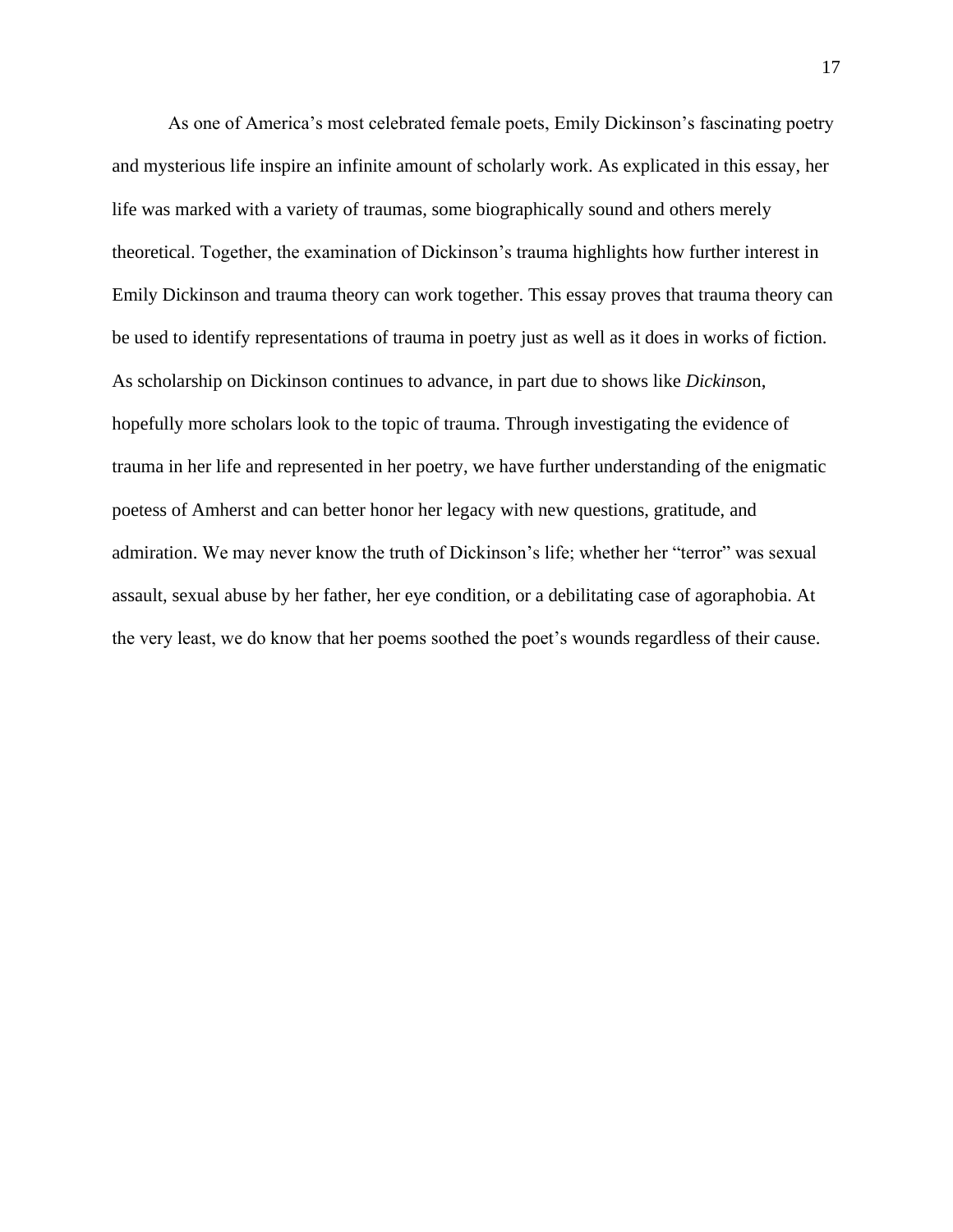As one of America's most celebrated female poets, Emily Dickinson's fascinating poetry and mysterious life inspire an infinite amount of scholarly work. As explicated in this essay, her life was marked with a variety of traumas, some biographically sound and others merely theoretical. Together, the examination of Dickinson's trauma highlights how further interest in Emily Dickinson and trauma theory can work together. This essay proves that trauma theory can be used to identify representations of trauma in poetry just as well as it does in works of fiction. As scholarship on Dickinson continues to advance, in part due to shows like *Dickinso*n, hopefully more scholars look to the topic of trauma. Through investigating the evidence of trauma in her life and represented in her poetry, we have further understanding of the enigmatic poetess of Amherst and can better honor her legacy with new questions, gratitude, and admiration. We may never know the truth of Dickinson's life; whether her "terror" was sexual assault, sexual abuse by her father, her eye condition, or a debilitating case of agoraphobia. At the very least, we do know that her poems soothed the poet's wounds regardless of their cause.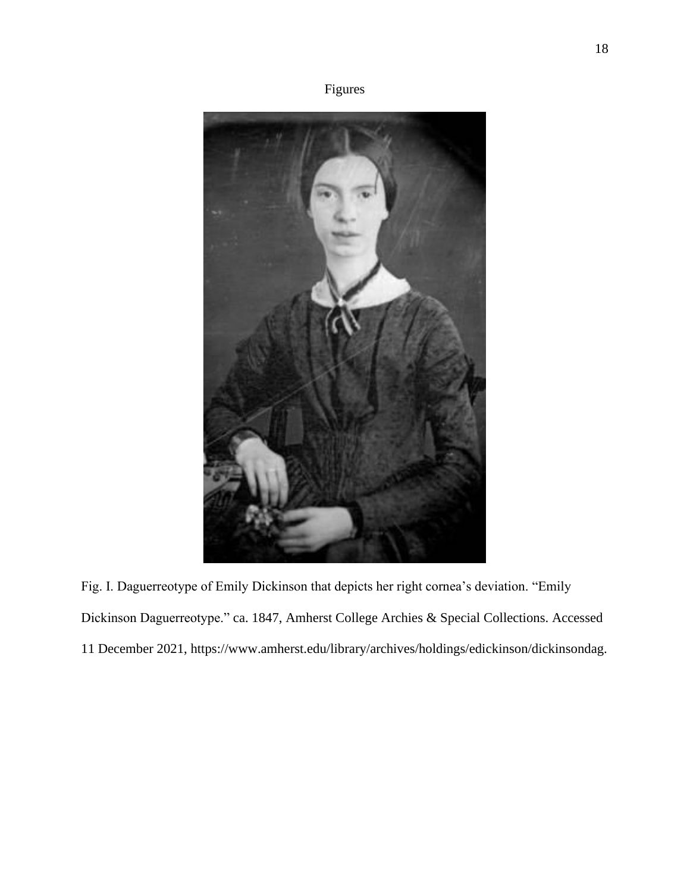# Figures

Fig. I. Daguerreotype of Emily Dickinson that depicts her right cornea's deviation. "Emily Dickinson Daguerreotype." ca. 1847, Amherst College Archies & Special Collections. Accessed 11 December 2021, https://www.amherst.edu/library/archives/holdings/edickinson/dickinsondag.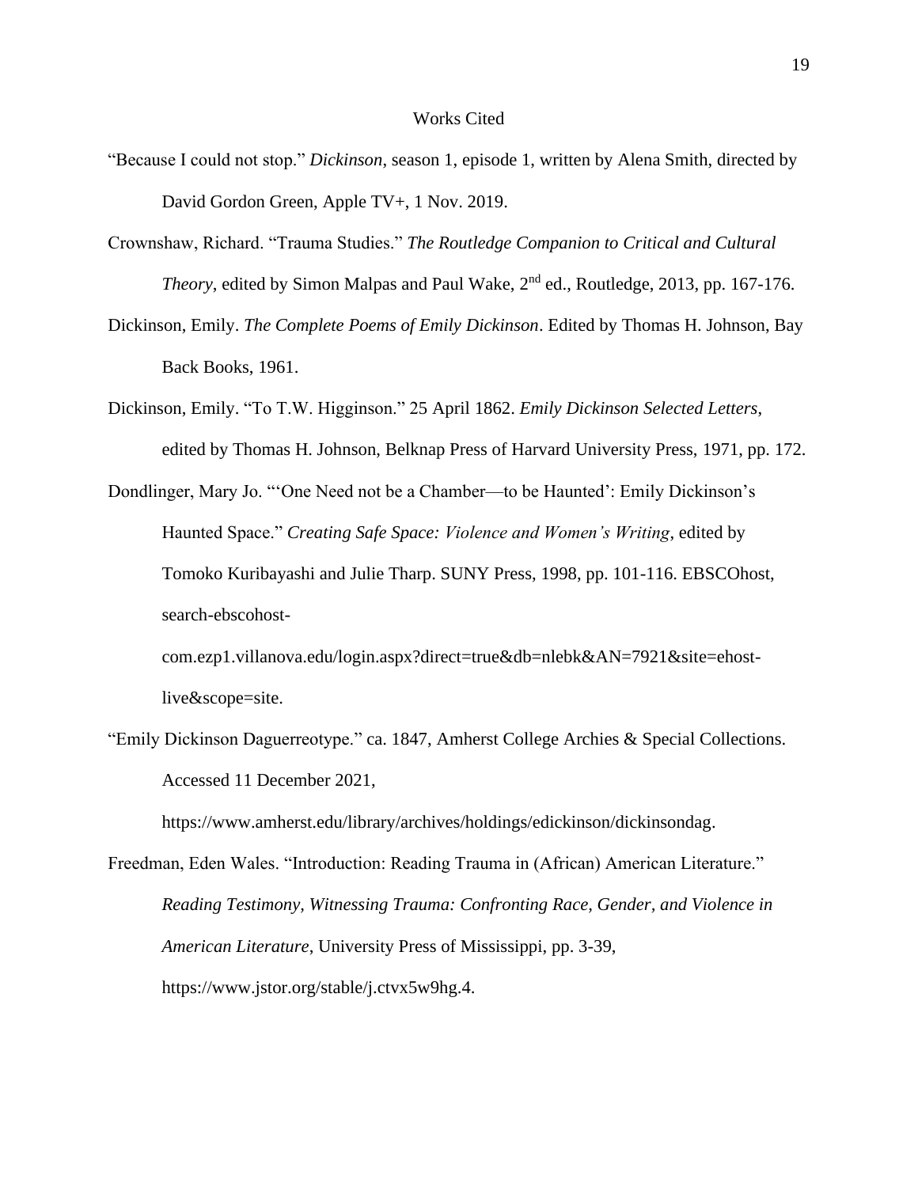# Works Cited

"Because I could not stop." *Dickinson*, season 1, episode 1, written by Alena Smith, directed by David Gordon Green, Apple TV+, 1 Nov. 2019.

Crownshaw, Richard. "Trauma Studies." *The Routledge Companion to Critical and Cultural Theory*, edited by Simon Malpas and Paul Wake, 2nd ed., Routledge, 2013, pp. 167-176.

Dickinson, Emily. *The Complete Poems of Emily Dickinson*. Edited by Thomas H. Johnson, Bay Back Books, 1961.

Dickinson, Emily. "To T.W. Higginson." 25 April 1862. *Emily Dickinson Selected Letters*, edited by Thomas H. Johnson, Belknap Press of Harvard University Press, 1971, pp. 172.

Dondlinger, Mary Jo. "'One Need not be a Chamber—to be Haunted': Emily Dickinson's Haunted Space." *Creating Safe Space: Violence and Women's Writing*, edited by Tomoko Kuribayashi and Julie Tharp. SUNY Press, 1998, pp. 101-116. EBSCOhost, search-ebscohost-com.ezp1.villanova.edu/login.aspx?direct=true&db=nlebk&AN=7921&site=ehost-live&scope=site.

"Emily Dickinson Daguerreotype." ca. 1847, Amherst College Archies & Special Collections. Accessed 11 December 2021, https://www.amherst.edu/library/archives/holdings/edickinson/dickinsondag.

Freedman, Eden Wales. "Introduction: Reading Trauma in (African) American Literature." *Reading Testimony, Witnessing Trauma: Confronting Race, Gender, and Violence in American Literature*, University Press of Mississippi, pp. 3-39, https://www.jstor.org/stable/j.ctvx5w9hg.4.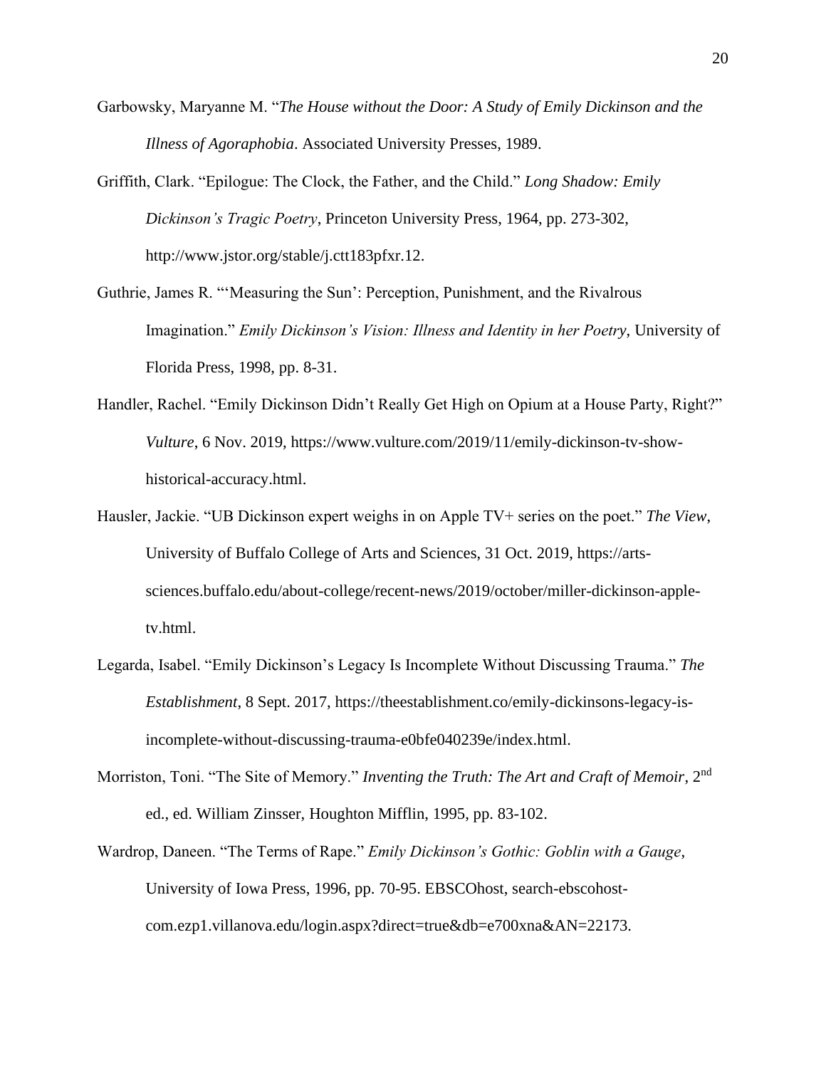Garbowsky, Maryanne M. "*The House without the Door: A Study of Emily Dickinson and the Illness of Agoraphobia*. Associated University Presses, 1989.

Griffith, Clark. "Epilogue: The Clock, the Father, and the Child." *Long Shadow: Emily Dickinson's Tragic Poetry*, Princeton University Press, 1964, pp. 273-302, http://www.jstor.org/stable/j.ctt183pfxr.12.

Guthrie, James R. "'Measuring the Sun': Perception, Punishment, and the Rivalrous Imagination." *Emily Dickinson's Vision: Illness and Identity in her Poetry*, University of Florida Press, 1998, pp. 8-31.

Handler, Rachel. "Emily Dickinson Didn't Really Get High on Opium at a House Party, Right?" *Vulture*, 6 Nov. 2019, https://www.vulture.com/2019/11/emily-dickinson-tv-show-historical-accuracy.html.

Hausler, Jackie. "UB Dickinson expert weighs in on Apple TV+ series on the poet." *The View*, University of Buffalo College of Arts and Sciences, 31 Oct. 2019, https://arts-sciences.buffalo.edu/about-college/recent-news/2019/october/miller-dickinson-apple-tv.html.

Legarda, Isabel. "Emily Dickinson's Legacy Is Incomplete Without Discussing Trauma." *The Establishment*, 8 Sept. 2017, https://theestablishment.co/emily-dickinsons-legacy-is-incomplete-without-discussing-trauma-e0bfe040239e/index.html.

Morriston, Toni. "The Site of Memory." *Inventing the Truth: The Art and Craft of Memoir*, 2nd ed., ed. William Zinsser, Houghton Mifflin, 1995, pp. 83-102.

Wardrop, Daneen. "The Terms of Rape." *Emily Dickinson's Gothic: Goblin with a Gauge*, University of Iowa Press, 1996, pp. 70-95. EBSCOhost, search-ebscohost-com.ezp1.villanova.edu/login.aspx?direct=true&db=e700xna&AN=22173.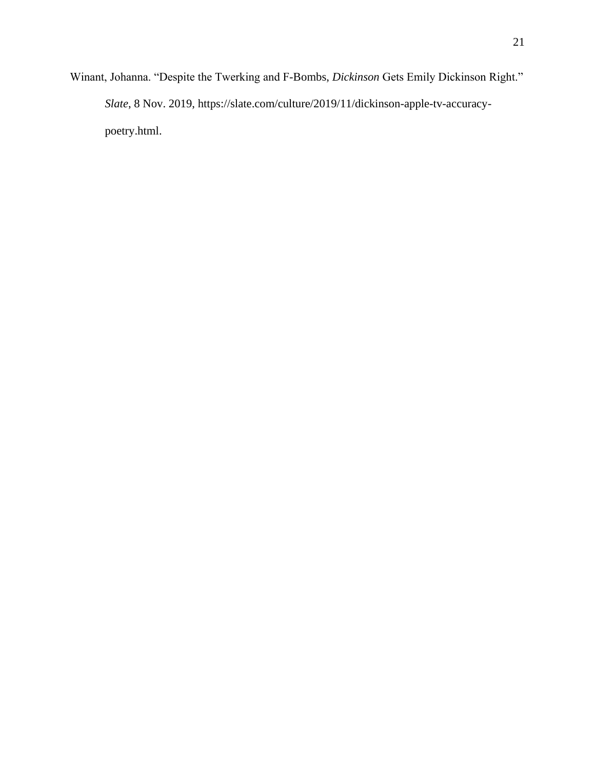Winant, Johanna. "Despite the Twerking and F-Bombs, *Dickinson* Gets Emily Dickinson Right." *Slate*, 8 Nov. 2019, https://slate.com/culture/2019/11/dickinson-apple-tv-accuracy-poetry.html.